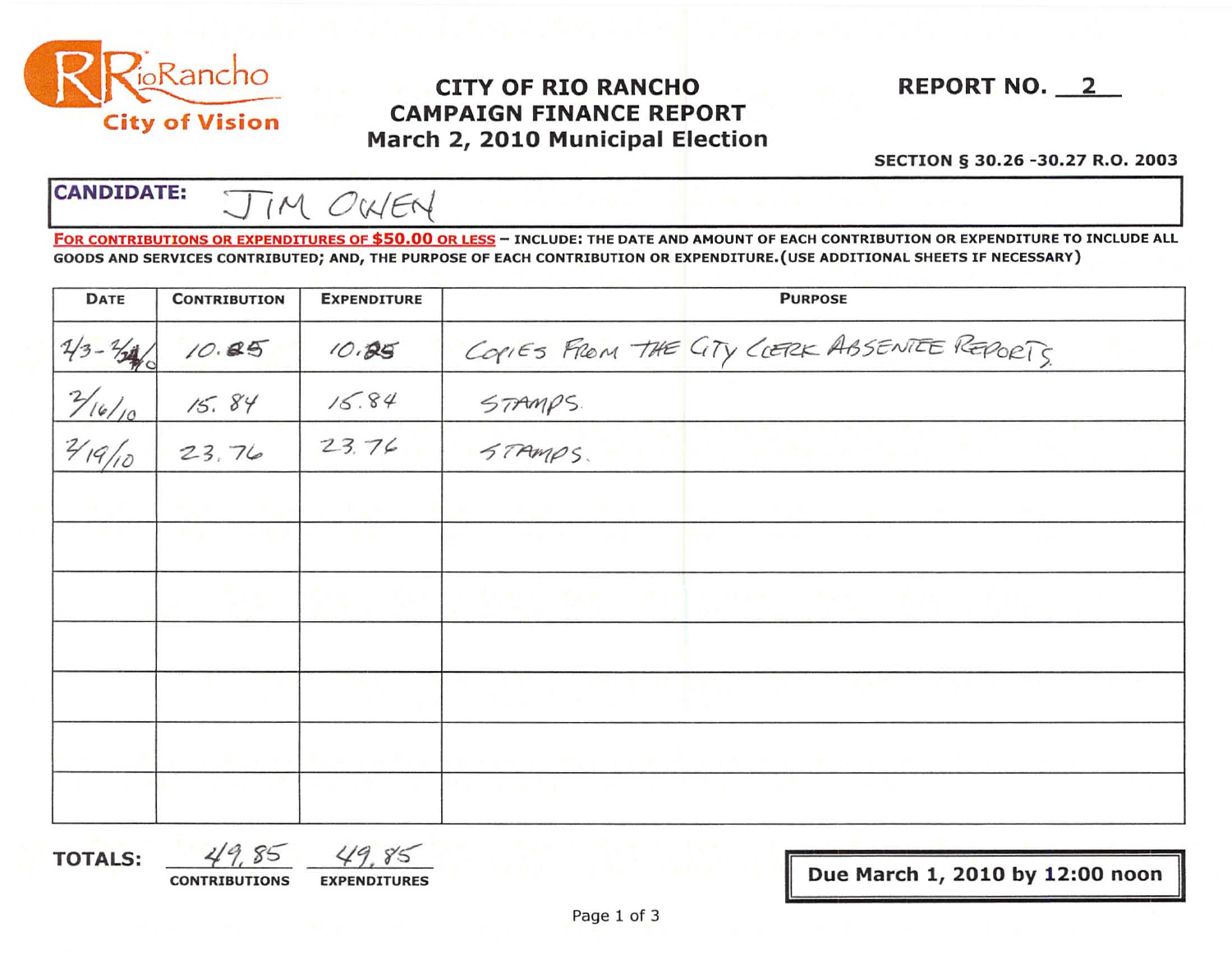RioRancho
City of Vision

# CITY OF RIO RANCHO
# CAMPAIGN FINANCE REPORT
## March 2, 2010 Municipal Election

**REPORT NO. 2**

**SECTION § 30.26 -30.27 R.O. 2003**

**CANDIDATE:** JIM OWEN

**FOR CONTRIBUTIONS OR EXPENDITURES OF $50.00 OR LESS** – INCLUDE: THE DATE AND AMOUNT OF EACH CONTRIBUTION OR EXPENDITURE TO INCLUDE ALL GOODS AND SERVICES CONTRIBUTED; AND, THE PURPOSE OF EACH CONTRIBUTION OR EXPENDITURE. (USE ADDITIONAL SHEETS IF NECESSARY)

| DATE | CONTRIBUTION | EXPENDITURE | PURPOSE |
|---|---|---|---|
| 2/3-2/24/10 | 10.25 | 10.25 | COPIES FROM THE CITY CLERK ABSENTEE REPORTS |
| 2/16/10 | 15.84 | 15.84 | STAMPS |
| 2/19/10 | 23.76 | 23.76 | STAMPS. |
| | | | |
| | | | |
| | | | |
| | | | |
| | | | |
| | | | |
| | | | |

**TOTALS:** 49.85 (CONTRIBUTIONS) 49.85 (EXPENDITURES)

**Due March 1, 2010 by 12:00 noon**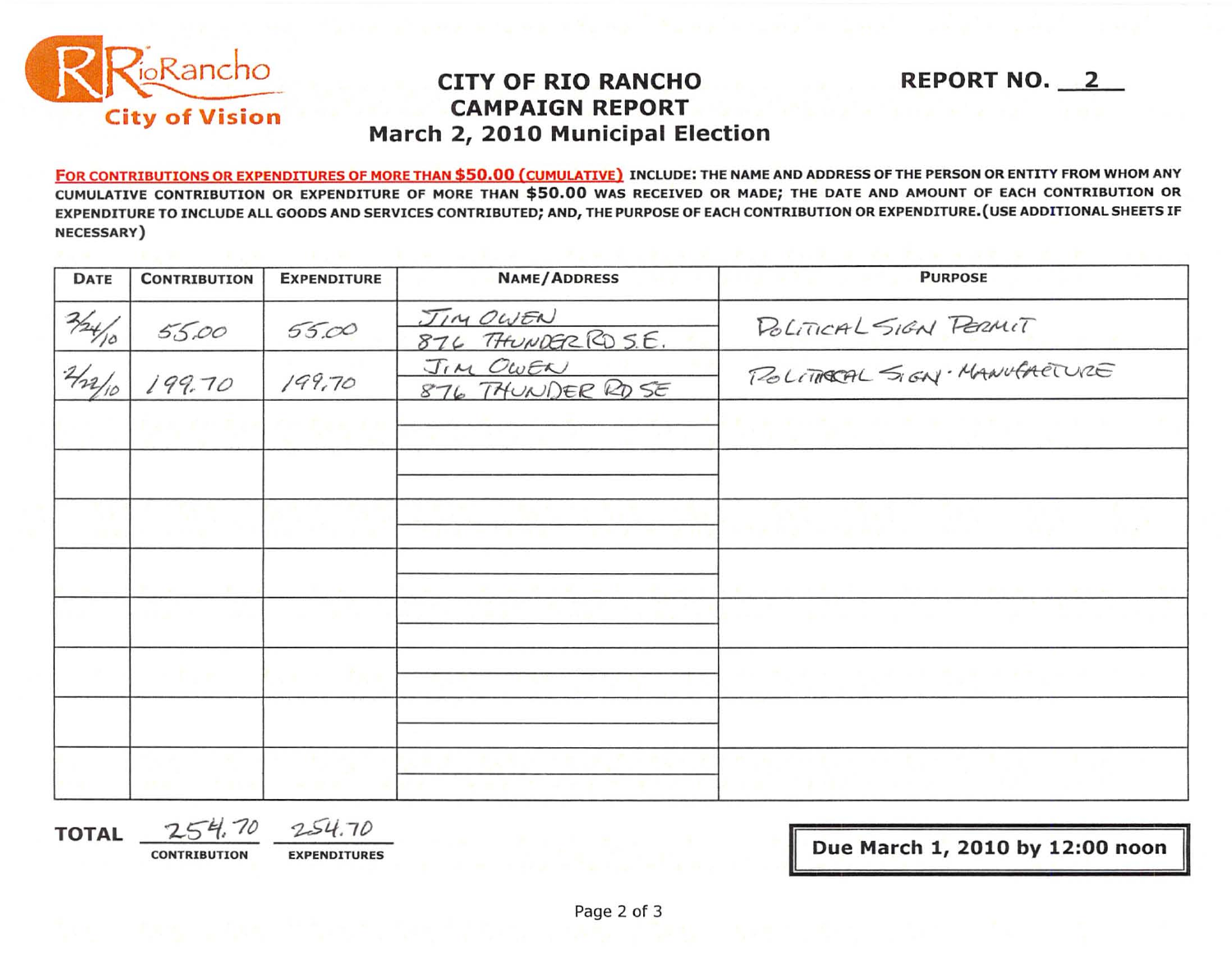RioRancho
City of Vision

# CITY OF RIO RANCHO
## CAMPAIGN REPORT
## March 2, 2010 Municipal Election

**REPORT NO. 2**

**FOR CONTRIBUTIONS OR EXPENDITURES OF MORE THAN $50.00 (CUMULATIVE)** INCLUDE: THE NAME AND ADDRESS OF THE PERSON OR ENTITY FROM WHOM ANY CUMULATIVE CONTRIBUTION OR EXPENDITURE OF MORE THAN $50.00 WAS RECEIVED OR MADE; THE DATE AND AMOUNT OF EACH CONTRIBUTION OR EXPENDITURE TO INCLUDE ALL GOODS AND SERVICES CONTRIBUTED; AND, THE PURPOSE OF EACH CONTRIBUTION OR EXPENDITURE. (USE ADDITIONAL SHEETS IF NECESSARY)

| DATE | CONTRIBUTION | EXPENDITURE | NAME/ADDRESS | PURPOSE |
|---|---|---|---|---|
| 2/24/10 | 55.00 | 55.00 | JIM OWEN<br>876 THUNDER RD S.E. | POLITICAL SIGN PERMIT |
| 2/22/10 | 199.70 | 199.70 | JIM OWEN<br>876 THUNDER RD SE | POLITICAL SIGN · MANUFACTURE |
| | | | | |
| | | | | |
| | | | | |
| | | | | |
| | | | | |
| | | | | |
| | | | | |
| | | | | |

**TOTAL** 254.70 (CONTRIBUTION) 254.70 (EXPENDITURES)

**Due March 1, 2010 by 12:00 noon**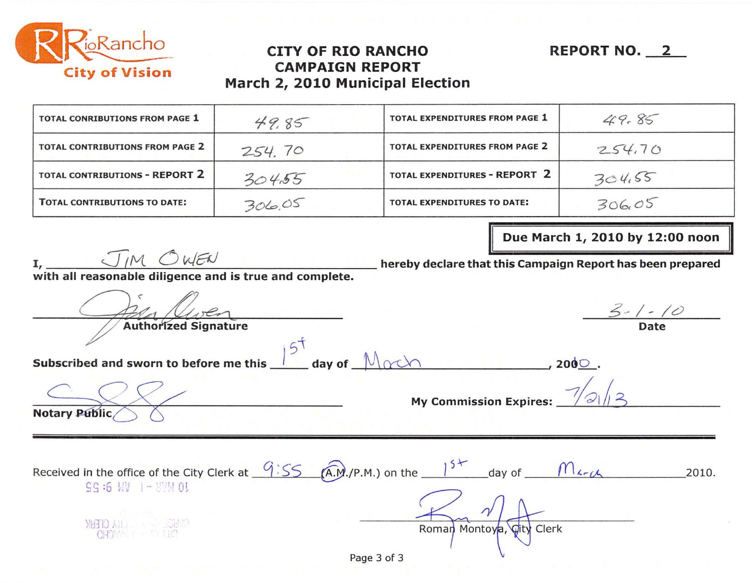RioRancho
City of Vision

# CITY OF RIO RANCHO
## CAMPAIGN REPORT
## March 2, 2010 Municipal Election

**REPORT NO. 2**

| | | | |
|---|---|---|---|
| TOTAL CONRIBUTIONS FROM PAGE 1 | 49.85 | TOTAL EXPENDITURES FROM PAGE 1 | 49.85 |
| TOTAL CONTRIBUTIONS FROM PAGE 2 | 254.70 | TOTAL EXPENDITURES FROM PAGE 2 | 254.70 |
| TOTAL CONTRIBUTIONS - REPORT 2 | 304.55 | TOTAL EXPENDITURES - REPORT 2 | 304.55 |
| TOTAL CONTRIBUTIONS TO DATE: | 306.05 | TOTAL EXPENDITURES TO DATE: | 306.05 |

**Due March 1, 2010 by 12:00 noon**

I, JIM OWEN hereby declare that this Campaign Report has been prepared with all reasonable diligence and is true and complete.

Jim Owen
Authorized Signature

3-1-10
Date

Subscribed and sworn to before me this 1st day of March, 2010.

Notary Public

My Commission Expires: 7/21/13

Received in the office of the City Clerk at 9:55 (A.M./P.M.) on the 1st day of March 2010.

10 MAR -1 AM 9:55

OFFICE OF THE CITY CLERK
CITY OF RIO RANCHO

Roman Montoya, City Clerk